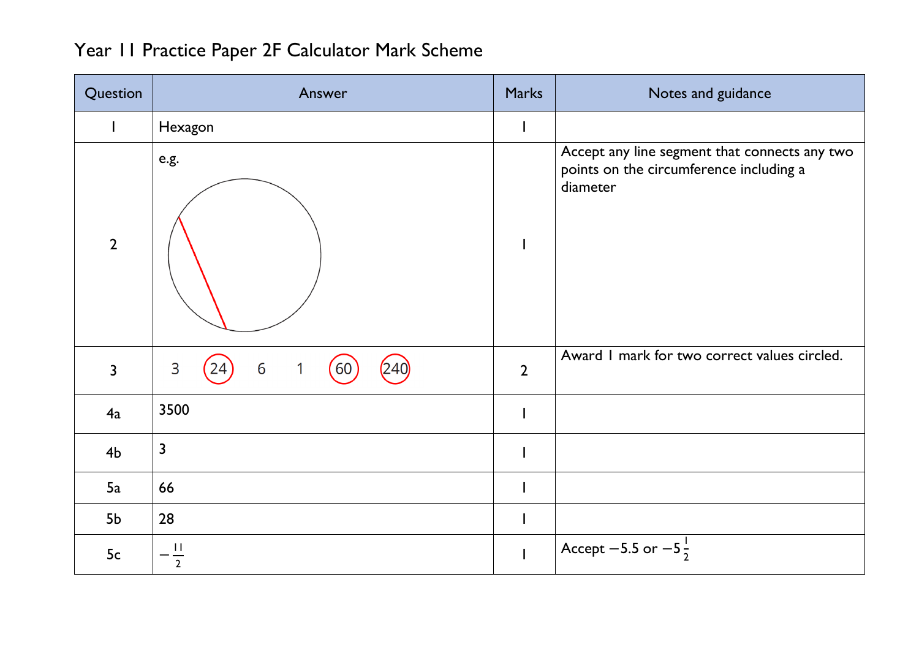# Year 11 Practice Paper 2F Calculator Mark Scheme

| Question | Answer | Marks | Notes and guidance |
|---|---|---|---|
| 1 | Hexagon | 1 | |
| 2 | e.g. | 1 | Accept any line segment that connects any two points on the circumference including a diameter |
| 3 | 3 (24) 6 1 (60) (240) | 2 | Award 1 mark for two correct values circled. |
| 4a | 3500 | 1 | |
| 4b | 3 | 1 | |
| 5a | 66 | 1 | |
| 5b | 28 | 1 | |
| 5c | $-\frac{11}{2}$ | 1 | Accept $-5.5$ or $-5\frac{1}{2}$ |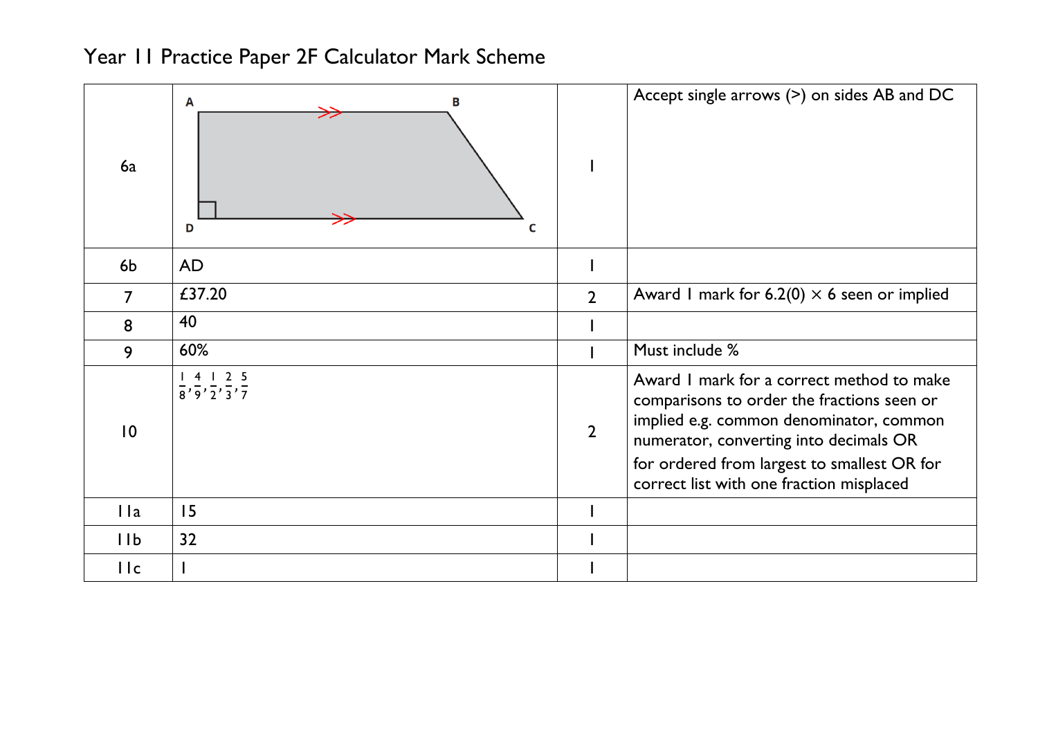# Year 11 Practice Paper 2F Calculator Mark Scheme

| | | | |
|---|---|---|---|
| 6a | A, B, D, C (trapezium with arrows on AB and DC, right angle at D) | 1 | Accept single arrows (>) on sides AB and DC |
| 6b | AD | 1 | |
| 7 | £37.20 | 2 | Award 1 mark for 6.2(0) × 6 seen or implied |
| 8 | 40 | 1 | |
| 9 | 60% | 1 | Must include % |
| 10 | $\frac{1}{8}, \frac{4}{9}, \frac{1}{2}, \frac{2}{3}, \frac{5}{7}$ | 2 | Award 1 mark for a correct method to make comparisons to order the fractions seen or implied e.g. common denominator, common numerator, converting into decimals OR for ordered from largest to smallest OR for correct list with one fraction misplaced |
| 11a | 15 | 1 | |
| 11b | 32 | 1 | |
| 11c | 1 | 1 | |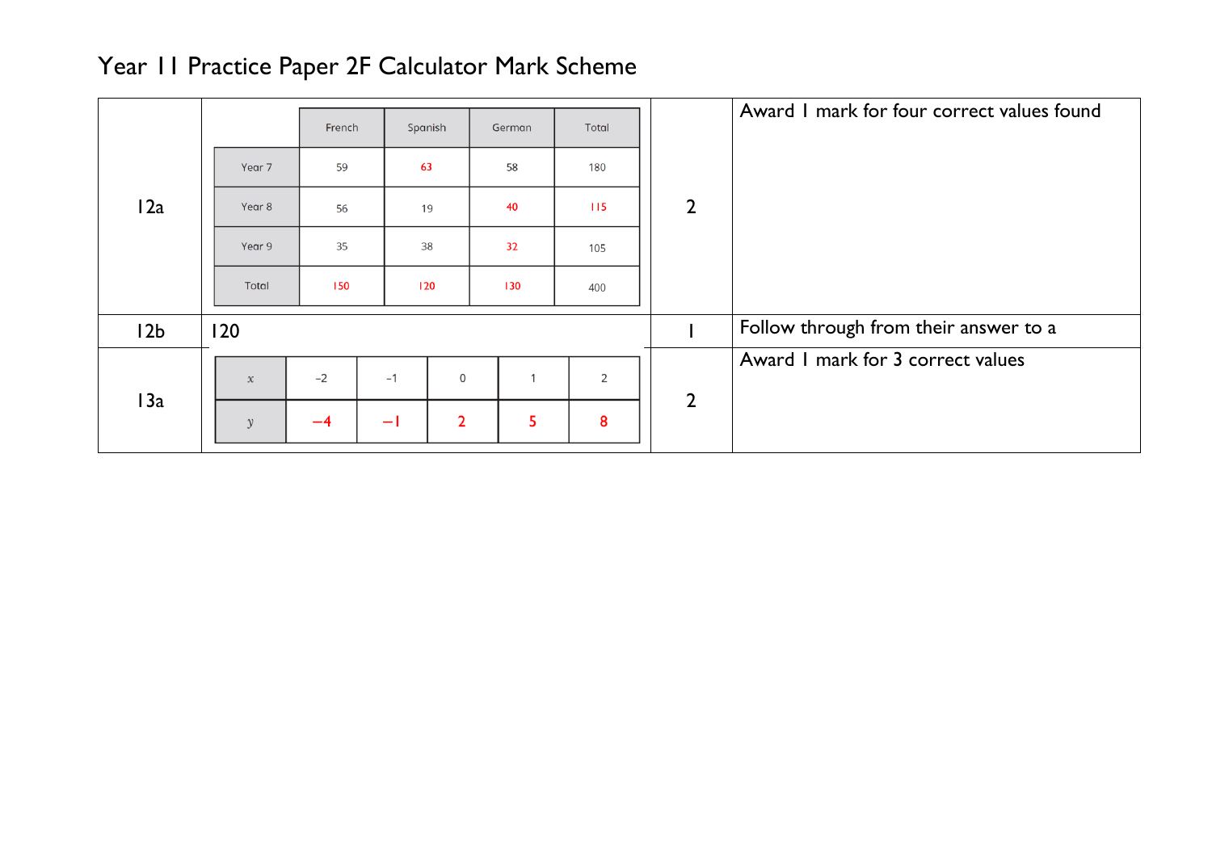# Year 11 Practice Paper 2F Calculator Mark Scheme

**12a** — Marks: 2 — Award 1 mark for four correct values found

| | French | Spanish | German | Total |
|---|---|---|---|---|
| Year 7 | 59 | 63 | 58 | 180 |
| Year 8 | 56 | 19 | 40 | 115 |
| Year 9 | 35 | 38 | 32 | 105 |
| Total | 150 | 120 | 130 | 400 |

**12b** — 120 — Marks: 1 — Follow through from their answer to a

**13a** — Marks: 2 — Award 1 mark for 3 correct values

| $x$ | $-2$ | $-1$ | 0 | 1 | 2 |
|---|---|---|---|---|---|
| $y$ | $-4$ | $-1$ | 2 | 5 | 8 |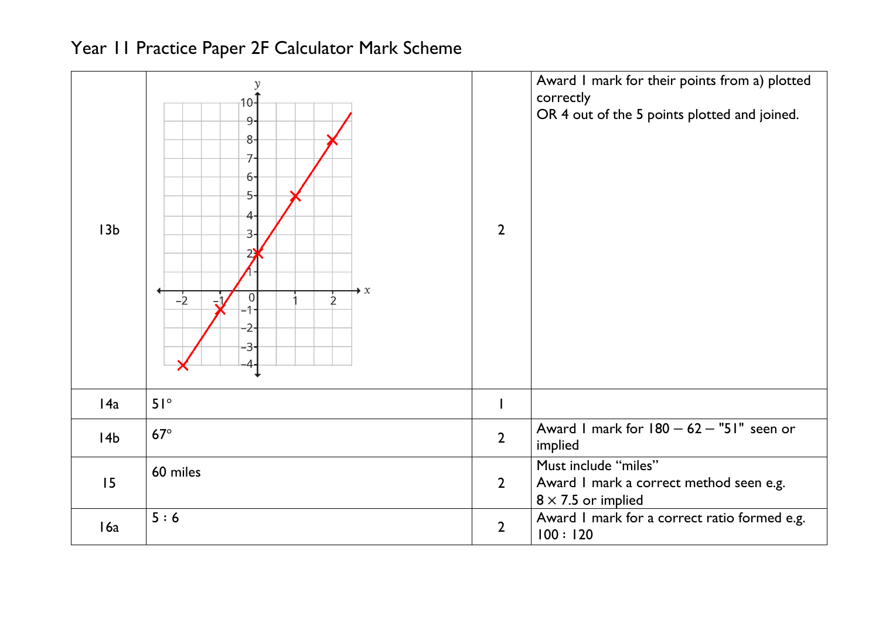# Year 11 Practice Paper 2F Calculator Mark Scheme

| | | | |
|---|---|---|---|
| 13b | | 2 | Award 1 mark for their points from a) plotted correctly<br>OR 4 out of the 5 points plotted and joined. |
| 14a | 51° | 1 | |
| 14b | 67° | 2 | Award 1 mark for 180 – 62 – "51" seen or implied |
| 15 | 60 miles | 2 | Must include "miles"<br>Award 1 mark a correct method seen e.g. $8 \times 7.5$ or implied |
| 16a | 5 : 6 | 2 | Award 1 mark for a correct ratio formed e.g. 100 : 120 |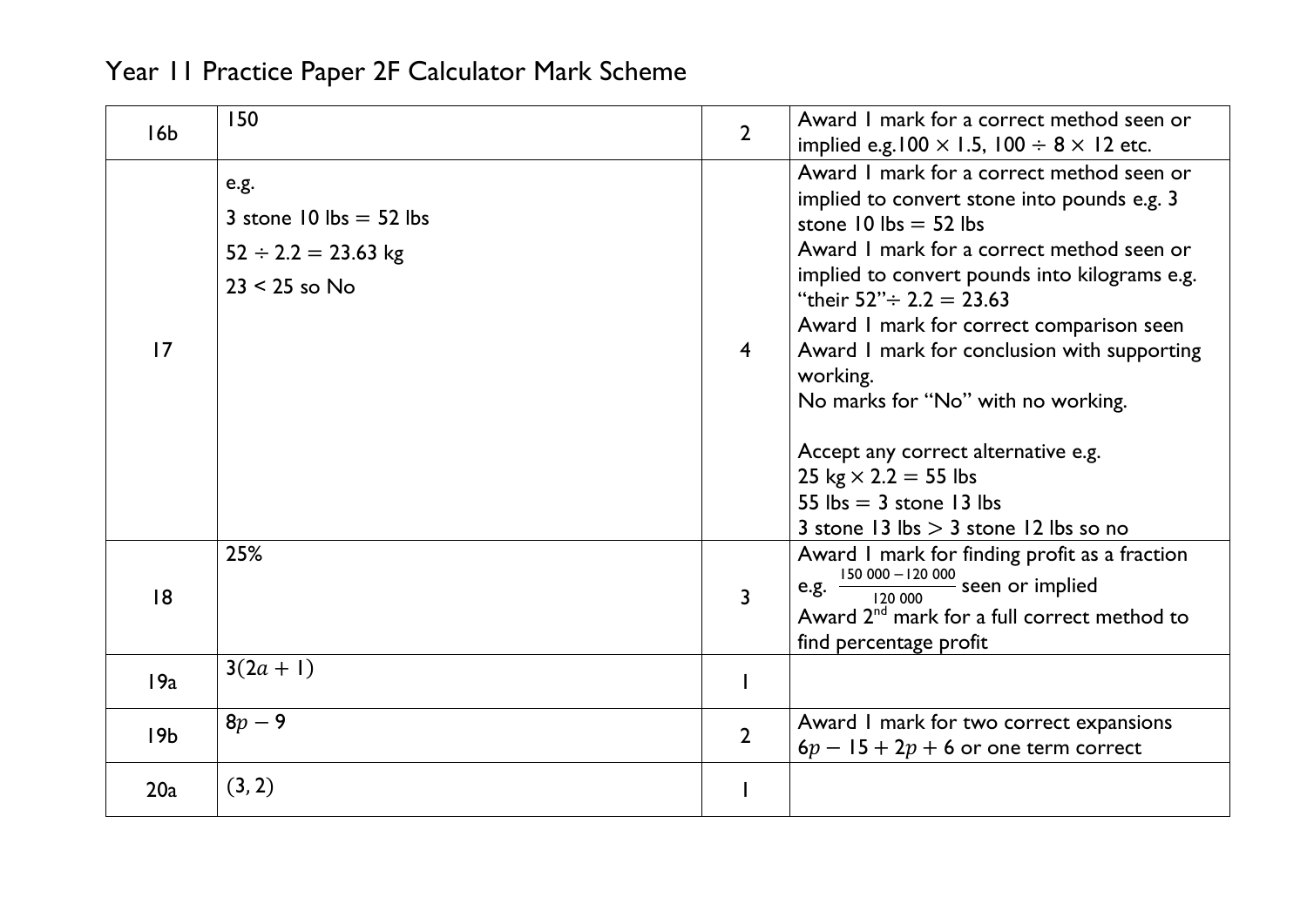# Year 11 Practice Paper 2F Calculator Mark Scheme

| | | | |
|---|---|---|---|
| 16b | 150 | 2 | Award 1 mark for a correct method seen or implied e.g.$100 \times 1.5$, $100 \div 8 \times 12$ etc. |
| 17 | e.g.<br>3 stone 10 lbs = 52 lbs<br>$52 \div 2.2 = 23.63$ kg<br>23 < 25 so No | 4 | Award 1 mark for a correct method seen or implied to convert stone into pounds e.g. 3 stone 10 lbs = 52 lbs<br>Award 1 mark for a correct method seen or implied to convert pounds into kilograms e.g. "their 52"$\div 2.2 = 23.63$<br>Award 1 mark for correct comparison seen<br>Award 1 mark for conclusion with supporting working.<br>No marks for "No" with no working.<br><br>Accept any correct alternative e.g.<br>25 kg $\times$ 2.2 = 55 lbs<br>55 lbs = 3 stone 13 lbs<br>3 stone 13 lbs > 3 stone 12 lbs so no |
| 18 | 25% | 3 | Award 1 mark for finding profit as a fraction e.g. $\frac{150\,000 - 120\,000}{120\,000}$ seen or implied<br>Award 2nd mark for a full correct method to find percentage profit |
| 19a | $3(2a + 1)$ | 1 | |
| 19b | $8p - 9$ | 2 | Award 1 mark for two correct expansions $6p - 15 + 2p + 6$ or one term correct |
| 20a | $(3, 2)$ | 1 | |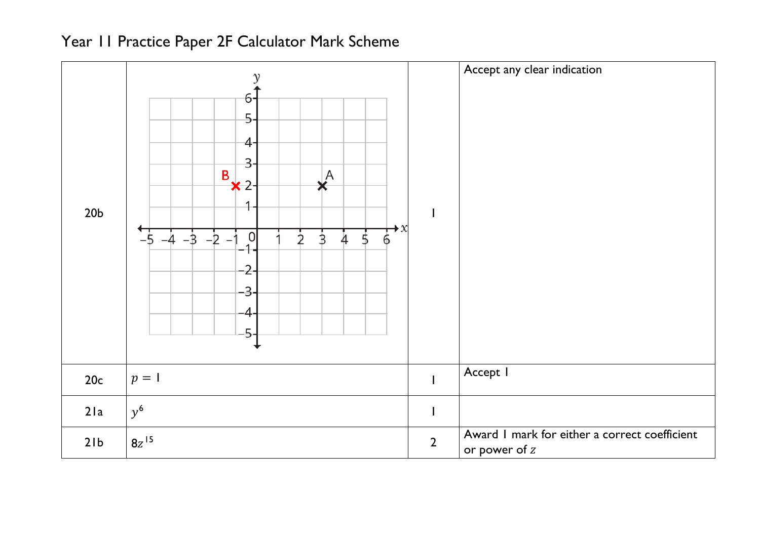# Year 11 Practice Paper 2F Calculator Mark Scheme

| | | | |
|---|---|---|---|
| 20b | Point B plotted at $(-1, 2)$ (point A at $(3, 2)$) | 1 | Accept any clear indication |
| 20c | $p = 1$ | 1 | Accept 1 |
| 21a | $y^6$ | 1 | |
| 21b | $8z^{15}$ | 2 | Award 1 mark for either a correct coefficient or power of $z$ |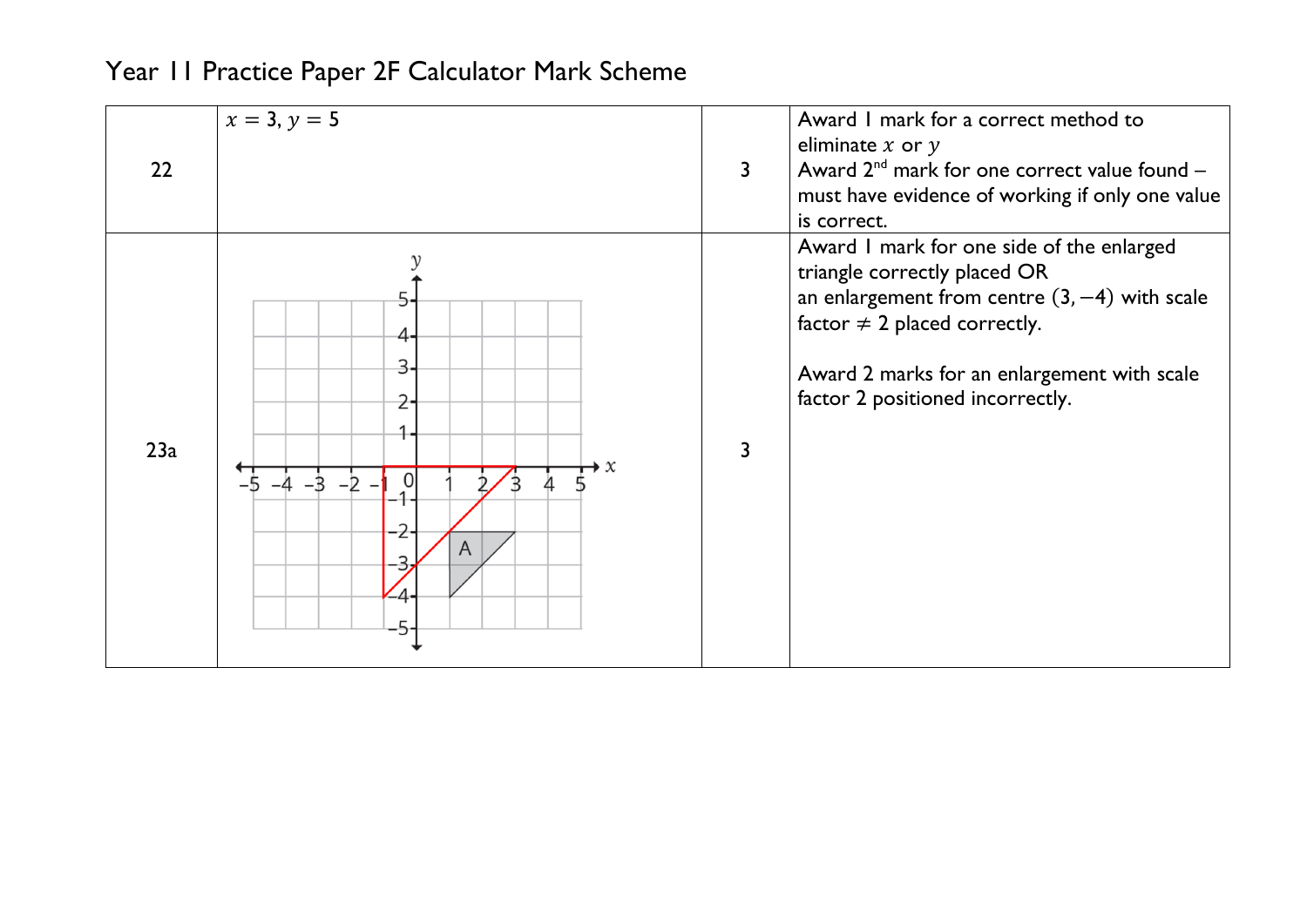# Year 11 Practice Paper 2F Calculator Mark Scheme

| | | | |
|---|---|---|---|
| 22 | $x = 3$, $y = 5$ | 3 | Award 1 mark for a correct method to eliminate $x$ or $y$<br>Award 2nd mark for one correct value found – must have evidence of working if only one value is correct. |
| 23a | | 3 | Award 1 mark for one side of the enlarged triangle correctly placed OR an enlargement from centre $(3, -4)$ with scale factor $\neq 2$ placed correctly.<br><br>Award 2 marks for an enlargement with scale factor 2 positioned incorrectly. |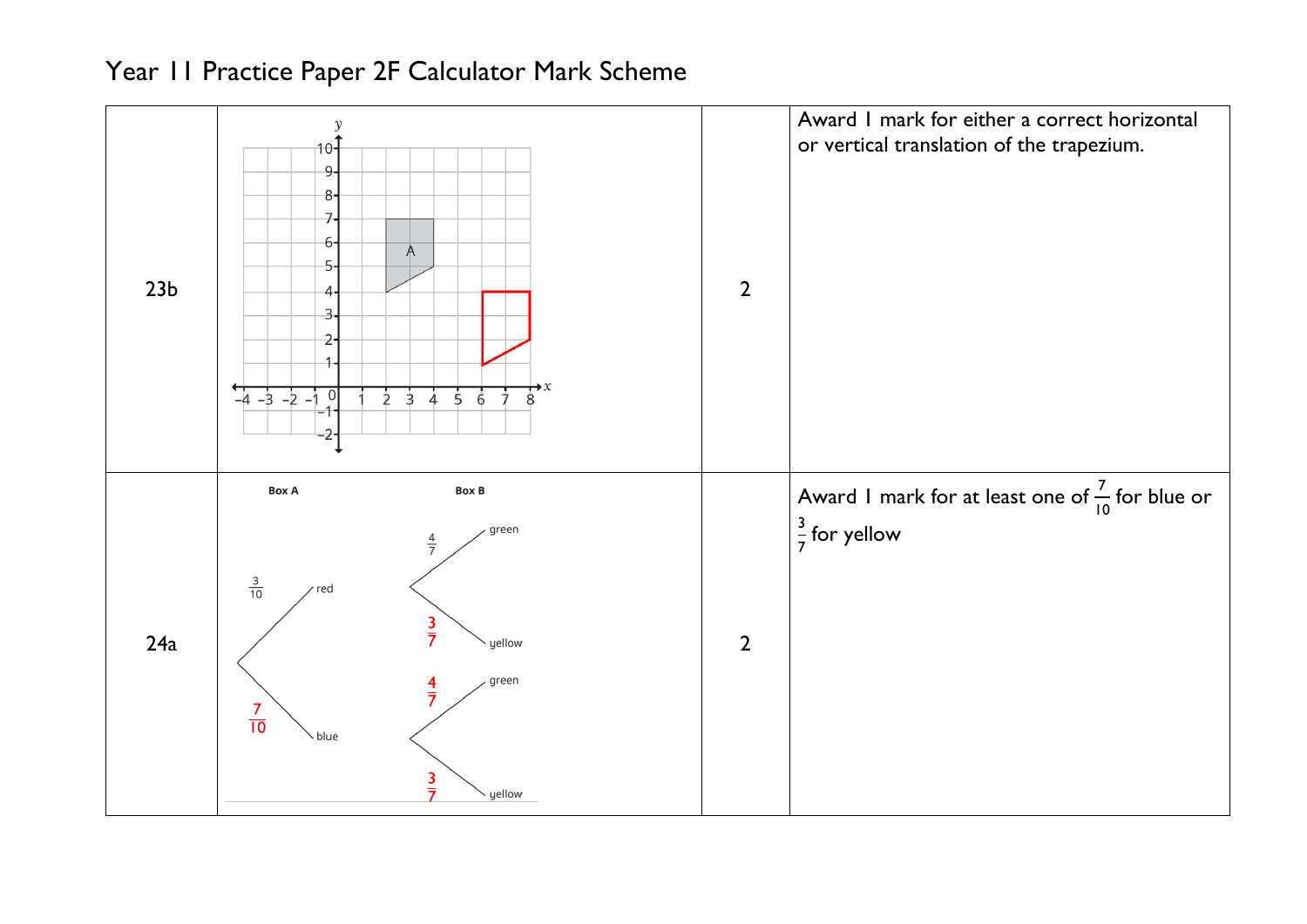# Year 11 Practice Paper 2F Calculator Mark Scheme

| | | | |
|---|---|---|---|
| 23b | | 2 | Award 1 mark for either a correct horizontal or vertical translation of the trapezium. |
| 24a | Box A: red $\frac{3}{10}$, blue $\frac{7}{10}$; Box B: green $\frac{4}{7}$, yellow $\frac{3}{7}$, green $\frac{4}{7}$, yellow $\frac{3}{7}$ | 2 | Award 1 mark for at least one of $\frac{7}{10}$ for blue or $\frac{3}{7}$ for yellow |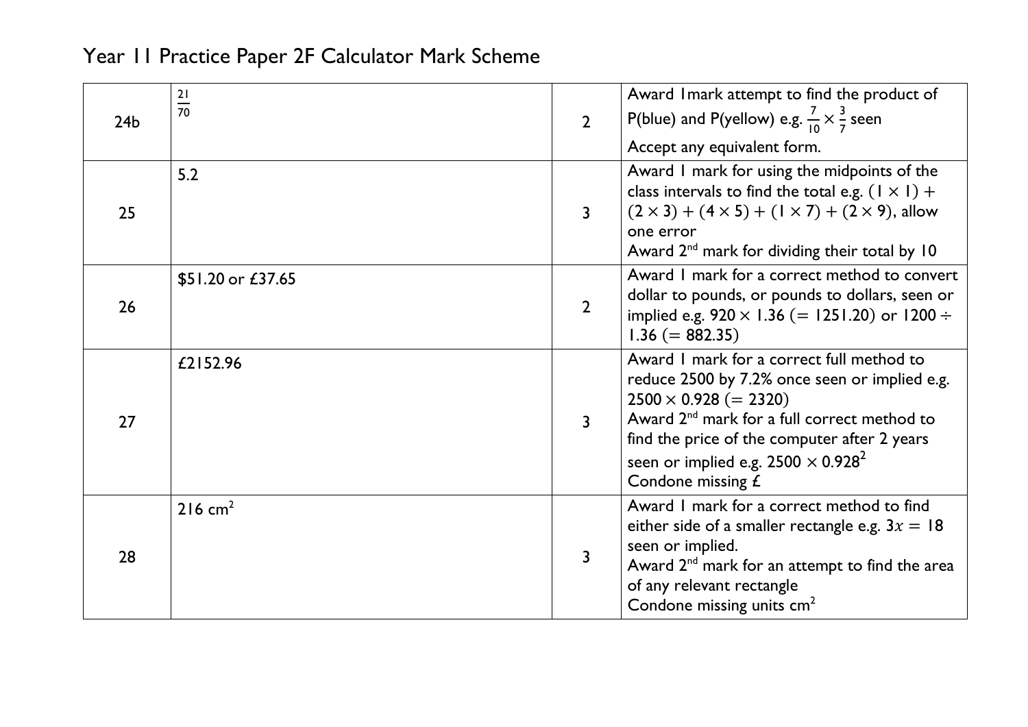# Year 11 Practice Paper 2F Calculator Mark Scheme

| | | | |
|---|---|---|---|
| 24b | $\frac{21}{70}$ | 2 | Award 1mark attempt to find the product of P(blue) and P(yellow) e.g. $\frac{7}{10} \times \frac{3}{7}$ seen<br>Accept any equivalent form. |
| 25 | 5.2 | 3 | Award 1 mark for using the midpoints of the class intervals to find the total e.g. $(1 \times 1) + (2 \times 3) + (4 \times 5) + (1 \times 7) + (2 \times 9)$, allow one error<br>Award 2nd mark for dividing their total by 10 |
| 26 | \$51.20 or £37.65 | 2 | Award 1 mark for a correct method to convert dollar to pounds, or pounds to dollars, seen or implied e.g. $920 \times 1.36$ $(= 1251.20)$ or $1200 \div 1.36$ $(= 882.35)$ |
| 27 | £2152.96 | 3 | Award 1 mark for a correct full method to reduce 2500 by 7.2% once seen or implied e.g. $2500 \times 0.928$ $(= 2320)$<br>Award 2nd mark for a full correct method to find the price of the computer after 2 years seen or implied e.g. $2500 \times 0.928^2$<br>Condone missing £ |
| 28 | 216 cm$^2$ | 3 | Award 1 mark for a correct method to find either side of a smaller rectangle e.g. $3x = 18$ seen or implied.<br>Award 2nd mark for an attempt to find the area of any relevant rectangle<br>Condone missing units cm$^2$ |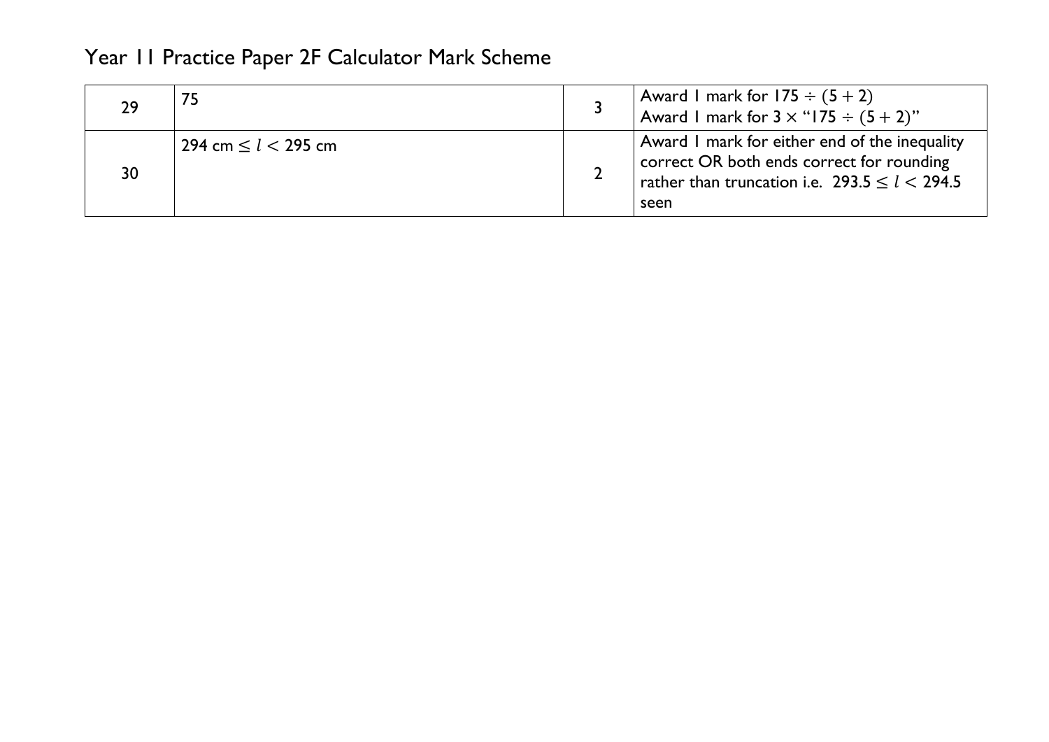# Year 11 Practice Paper 2F Calculator Mark Scheme

| | | | |
|---|---|---|---|
| 29 | 75 | 3 | Award 1 mark for $175 \div (5 + 2)$<br>Award 1 mark for $3 \times$ "$175 \div (5 + 2)$" |
| 30 | 294 cm $\leq l <$ 295 cm | 2 | Award 1 mark for either end of the inequality correct OR both ends correct for rounding rather than truncation i.e. $293.5 \leq l < 294.5$ seen |